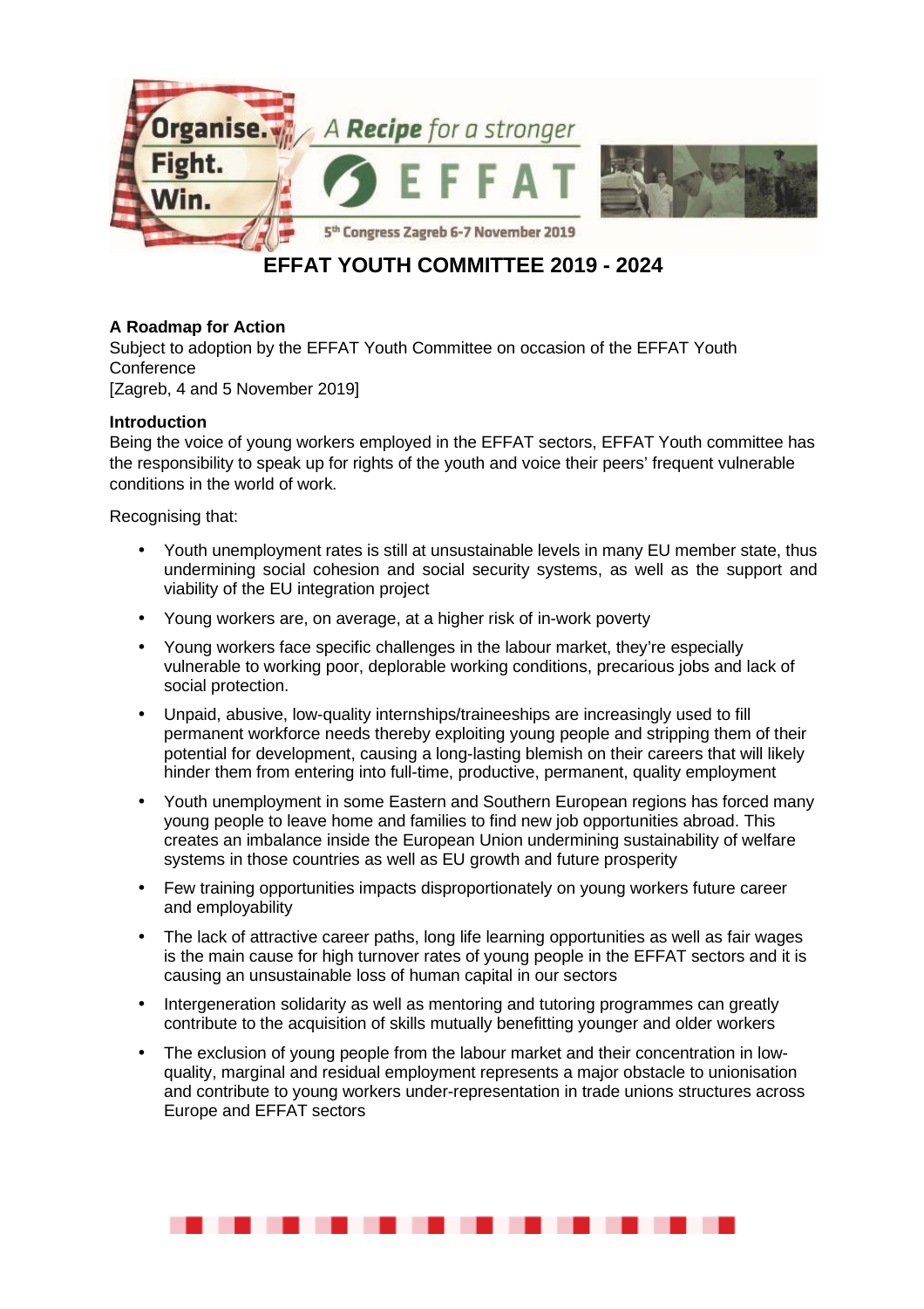# EFFAT YOUTH COMMITTEE 2019 - 2024

**A Roadmap for Action**

Subject to adoption by the EFFAT Youth Committee on occasion of the EFFAT Youth Conference
[Zagreb, 4 and 5 November 2019]

**Introduction**

Being the voice of young workers employed in the EFFAT sectors, EFFAT Youth committee has the responsibility to speak up for rights of the youth and voice their peers' frequent vulnerable conditions in the world of work.

Recognising that:

- Youth unemployment rates is still at unsustainable levels in many EU member state, thus undermining social cohesion and social security systems, as well as the support and viability of the EU integration project
- Young workers are, on average, at a higher risk of in-work poverty
- Young workers face specific challenges in the labour market, they're especially vulnerable to working poor, deplorable working conditions, precarious jobs and lack of social protection.
- Unpaid, abusive, low-quality internships/traineeships are increasingly used to fill permanent workforce needs thereby exploiting young people and stripping them of their potential for development, causing a long-lasting blemish on their careers that will likely hinder them from entering into full-time, productive, permanent, quality employment
- Youth unemployment in some Eastern and Southern European regions has forced many young people to leave home and families to find new job opportunities abroad. This creates an imbalance inside the European Union undermining sustainability of welfare systems in those countries as well as EU growth and future prosperity
- Few training opportunities impacts disproportionately on young workers future career and employability
- The lack of attractive career paths, long life learning opportunities as well as fair wages is the main cause for high turnover rates of young people in the EFFAT sectors and it is causing an unsustainable loss of human capital in our sectors
- Intergeneration solidarity as well as mentoring and tutoring programmes can greatly contribute to the acquisition of skills mutually benefitting younger and older workers
- The exclusion of young people from the labour market and their concentration in low-quality, marginal and residual employment represents a major obstacle to unionisation and contribute to young workers under-representation in trade unions structures across Europe and EFFAT sectors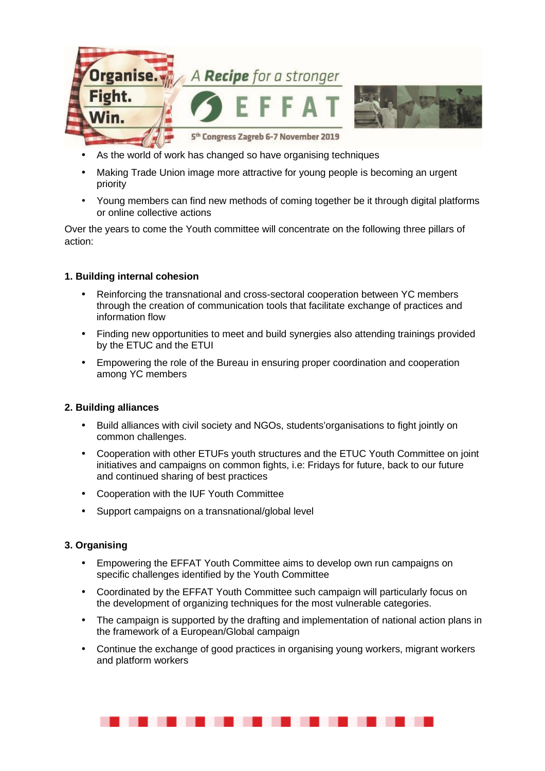- As the world of work has changed so have organising techniques
- Making Trade Union image more attractive for young people is becoming an urgent priority
- Young members can find new methods of coming together be it through digital platforms or online collective actions

Over the years to come the Youth committee will concentrate on the following three pillars of action:

**1. Building internal cohesion**

- Reinforcing the transnational and cross-sectoral cooperation between YC members through the creation of communication tools that facilitate exchange of practices and information flow
- Finding new opportunities to meet and build synergies also attending trainings provided by the ETUC and the ETUI
- Empowering the role of the Bureau in ensuring proper coordination and cooperation among YC members

**2. Building alliances**

- Build alliances with civil society and NGOs, students'organisations to fight jointly on common challenges.
- Cooperation with other ETUFs youth structures and the ETUC Youth Committee on joint initiatives and campaigns on common fights, i.e: Fridays for future, back to our future and continued sharing of best practices
- Cooperation with the IUF Youth Committee
- Support campaigns on a transnational/global level

**3. Organising**

- Empowering the EFFAT Youth Committee aims to develop own run campaigns on specific challenges identified by the Youth Committee
- Coordinated by the EFFAT Youth Committee such campaign will particularly focus on the development of organizing techniques for the most vulnerable categories.
- The campaign is supported by the drafting and implementation of national action plans in the framework of a European/Global campaign
- Continue the exchange of good practices in organising young workers, migrant workers and platform workers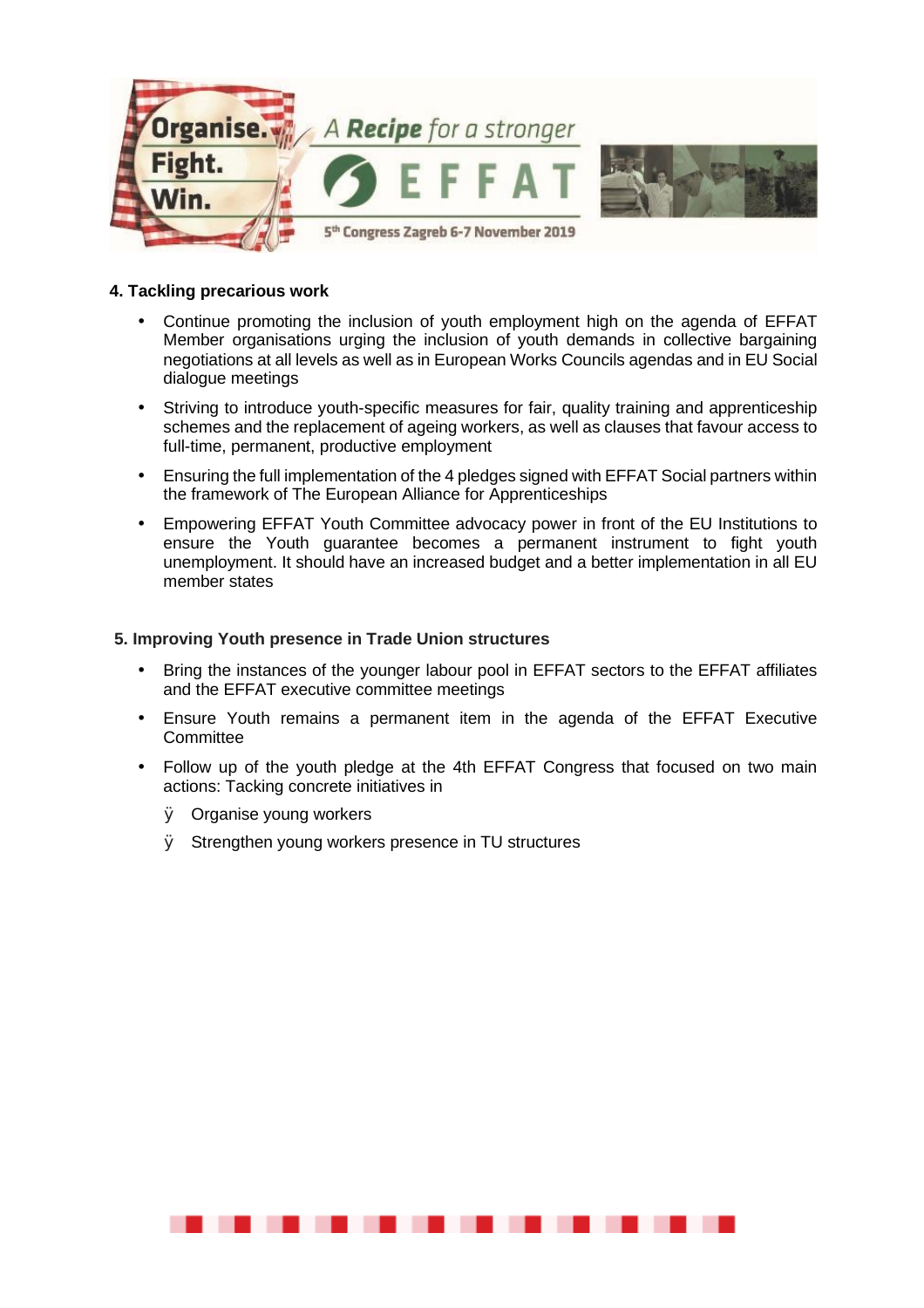## 4. Tackling precarious work

- Continue promoting the inclusion of youth employment high on the agenda of EFFAT Member organisations urging the inclusion of youth demands in collective bargaining negotiations at all levels as well as in European Works Councils agendas and in EU Social dialogue meetings
- Striving to introduce youth-specific measures for fair, quality training and apprenticeship schemes and the replacement of ageing workers, as well as clauses that favour access to full-time, permanent, productive employment
- Ensuring the full implementation of the 4 pledges signed with EFFAT Social partners within the framework of The European Alliance for Apprenticeships
- Empowering EFFAT Youth Committee advocacy power in front of the EU Institutions to ensure the Youth guarantee becomes a permanent instrument to fight youth unemployment. It should have an increased budget and a better implementation in all EU member states

## 5. Improving Youth presence in Trade Union structures

- Bring the instances of the younger labour pool in EFFAT sectors to the EFFAT affiliates and the EFFAT executive committee meetings
- Ensure Youth remains a permanent item in the agenda of the EFFAT Executive Committee
- Follow up of the youth pledge at the 4th EFFAT Congress that focused on two main actions: Tacking concrete initiatives in
  - Organise young workers
  - Strengthen young workers presence in TU structures